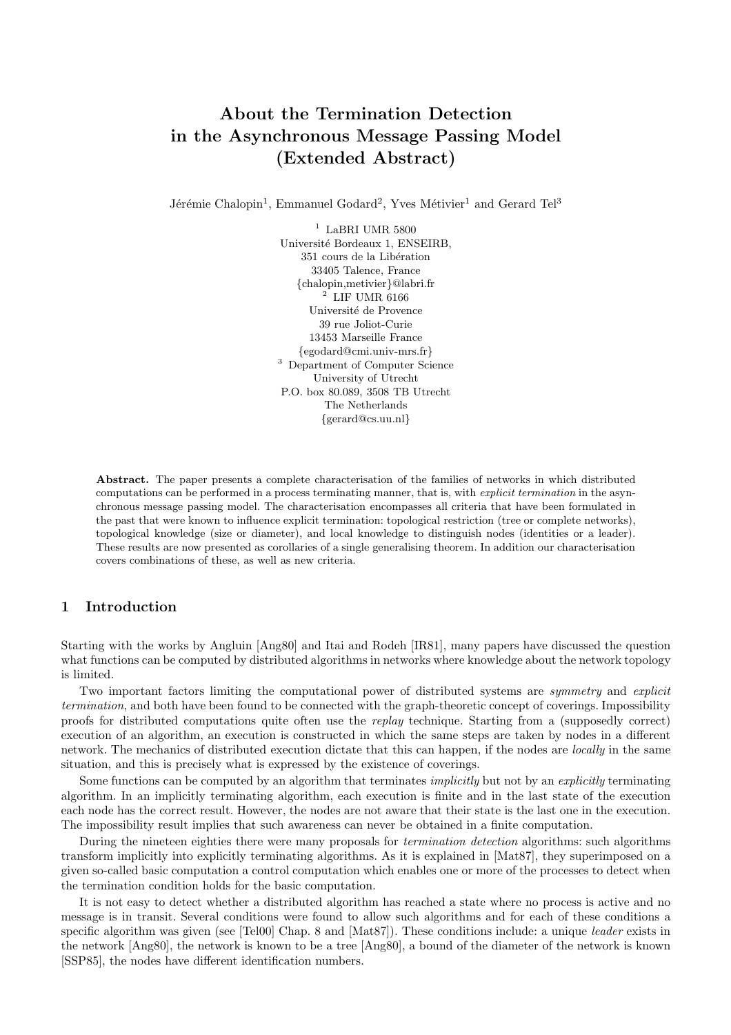# About the Termination Detection in the Asynchronous Message Passing Model (Extended Abstract)

Jérémie Chalopin[1], Emmanuel Godard[2], Yves Métivier[1] and Gerard Tel[3]

[1] LaBRI UMR 5800
Université Bordeaux 1, ENSEIRB,
351 cours de la Libération
33405 Talence, France
{chalopin,metivier}@labri.fr

[2] LIF UMR 6166
Université de Provence
39 rue Joliot-Curie
13453 Marseille France
{egodard@cmi.univ-mrs.fr}

[3] Department of Computer Science
University of Utrecht
P.O. box 80.089, 3508 TB Utrecht
The Netherlands
{gerard@cs.uu.nl}

**Abstract.** The paper presents a complete characterisation of the families of networks in which distributed computations can be performed in a process terminating manner, that is, with *explicit termination* in the asynchronous message passing model. The characterisation encompasses all criteria that have been formulated in the past that were known to influence explicit termination: topological restriction (tree or complete networks), topological knowledge (size or diameter), and local knowledge to distinguish nodes (identities or a leader). These results are now presented as corollaries of a single generalising theorem. In addition our characterisation covers combinations of these, as well as new criteria.

## 1 Introduction

Starting with the works by Angluin [Ang80] and Itai and Rodeh [IR81], many papers have discussed the question what functions can be computed by distributed algorithms in networks where knowledge about the network topology is limited.

Two important factors limiting the computational power of distributed systems are *symmetry* and *explicit termination*, and both have been found to be connected with the graph-theoretic concept of coverings. Impossibility proofs for distributed computations quite often use the *replay* technique. Starting from a (supposedly correct) execution of an algorithm, an execution is constructed in which the same steps are taken by nodes in a different network. The mechanics of distributed execution dictate that this can happen, if the nodes are *locally* in the same situation, and this is precisely what is expressed by the existence of coverings.

Some functions can be computed by an algorithm that terminates *implicitly* but not by an *explicitly* terminating algorithm. In an implicitly terminating algorithm, each execution is finite and in the last state of the execution each node has the correct result. However, the nodes are not aware that their state is the last one in the execution. The impossibility result implies that such awareness can never be obtained in a finite computation.

During the nineteen eighties there were many proposals for *termination detection* algorithms: such algorithms transform implicitly into explicitly terminating algorithms. As it is explained in [Mat87], they superimposed on a given so-called basic computation a control computation which enables one or more of the processes to detect when the termination condition holds for the basic computation.

It is not easy to detect whether a distributed algorithm has reached a state where no process is active and no message is in transit. Several conditions were found to allow such algorithms and for each of these conditions a specific algorithm was given (see [Tel00] Chap. 8 and [Mat87]). These conditions include: a unique *leader* exists in the network [Ang80], the network is known to be a tree [Ang80], a bound of the diameter of the network is known [SSP85], the nodes have different identification numbers.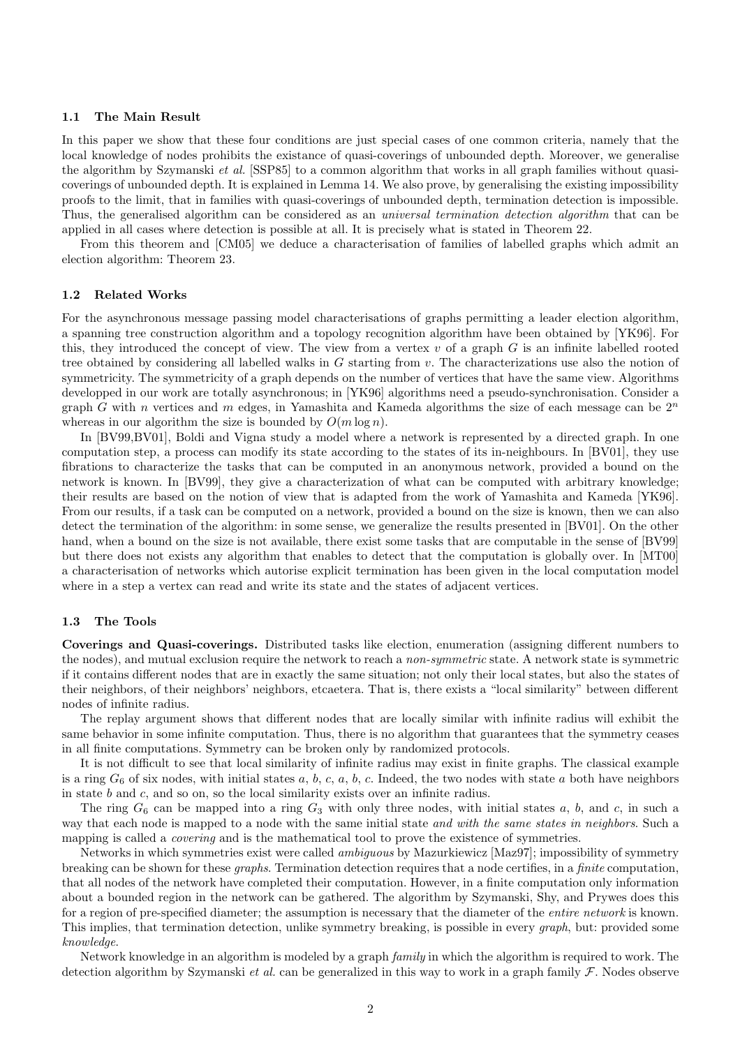### 1.1 The Main Result

In this paper we show that these four conditions are just special cases of one common criteria, namely that the local knowledge of nodes prohibits the existance of quasi-coverings of unbounded depth. Moreover, we generalise the algorithm by Szymanski *et al.* [SSP85] to a common algorithm that works in all graph families without quasi-coverings of unbounded depth. It is explained in Lemma 14. We also prove, by generalising the existing impossibility proofs to the limit, that in families with quasi-coverings of unbounded depth, termination detection is impossible. Thus, the generalised algorithm can be considered as an *universal termination detection algorithm* that can be applied in all cases where detection is possible at all. It is precisely what is stated in Theorem 22.

From this theorem and [CM05] we deduce a characterisation of families of labelled graphs which admit an election algorithm: Theorem 23.

### 1.2 Related Works

For the asynchronous message passing model characterisations of graphs permitting a leader election algorithm, a spanning tree construction algorithm and a topology recognition algorithm have been obtained by [YK96]. For this, they introduced the concept of view. The view from a vertex $v$ of a graph $G$ is an infinite labelled rooted tree obtained by considering all labelled walks in $G$ starting from $v$. The characterizations use also the notion of symmetricity. The symmetricity of a graph depends on the number of vertices that have the same view. Algorithms developped in our work are totally asynchronous; in [YK96] algorithms need a pseudo-synchronisation. Consider a graph $G$ with $n$ vertices and $m$ edges, in Yamashita and Kameda algorithms the size of each message can be $2^n$ whereas in our algorithm the size is bounded by $O(m \log n)$.

In [BV99,BV01], Boldi and Vigna study a model where a network is represented by a directed graph. In one computation step, a process can modify its state according to the states of its in-neighbours. In [BV01], they use fibrations to characterize the tasks that can be computed in an anonymous network, provided a bound on the network is known. In [BV99], they give a characterization of what can be computed with arbitrary knowledge; their results are based on the notion of view that is adapted from the work of Yamashita and Kameda [YK96]. From our results, if a task can be computed on a network, provided a bound on the size is known, then we can also detect the termination of the algorithm: in some sense, we generalize the results presented in [BV01]. On the other hand, when a bound on the size is not available, there exist some tasks that are computable in the sense of [BV99] but there does not exists any algorithm that enables to detect that the computation is globally over. In [MT00] a characterisation of networks which autorise explicit termination has been given in the local computation model where in a step a vertex can read and write its state and the states of adjacent vertices.

### 1.3 The Tools

**Coverings and Quasi-coverings.** Distributed tasks like election, enumeration (assigning different numbers to the nodes), and mutual exclusion require the network to reach a *non-symmetric* state. A network state is symmetric if it contains different nodes that are in exactly the same situation; not only their local states, but also the states of their neighbors, of their neighbors' neighbors, etcaetera. That is, there exists a "local similarity" between different nodes of infinite radius.

The replay argument shows that different nodes that are locally similar with infinite radius will exhibit the same behavior in some infinite computation. Thus, there is no algorithm that guarantees that the symmetry ceases in all finite computations. Symmetry can be broken only by randomized protocols.

It is not difficult to see that local similarity of infinite radius may exist in finite graphs. The classical example is a ring $G_6$ of six nodes, with initial states $a$, $b$, $c$, $a$, $b$, $c$. Indeed, the two nodes with state $a$ both have neighbors in state $b$ and $c$, and so on, so the local similarity exists over an infinite radius.

The ring $G_6$ can be mapped into a ring $G_3$ with only three nodes, with initial states $a$, $b$, and $c$, in such a way that each node is mapped to a node with the same initial state *and with the same states in neighbors*. Such a mapping is called a *covering* and is the mathematical tool to prove the existence of symmetries.

Networks in which symmetries exist were called *ambiguous* by Mazurkiewicz [Maz97]; impossibility of symmetry breaking can be shown for these *graphs*. Termination detection requires that a node certifies, in a *finite* computation, that all nodes of the network have completed their computation. However, in a finite computation only information about a bounded region in the network can be gathered. The algorithm by Szymanski, Shy, and Prywes does this for a region of pre-specified diameter; the assumption is necessary that the diameter of the *entire network* is known. This implies, that termination detection, unlike symmetry breaking, is possible in every *graph*, but: provided some *knowledge*.

Network knowledge in an algorithm is modeled by a graph *family* in which the algorithm is required to work. The detection algorithm by Szymanski *et al.* can be generalized in this way to work in a graph family $\mathcal{F}$. Nodes observe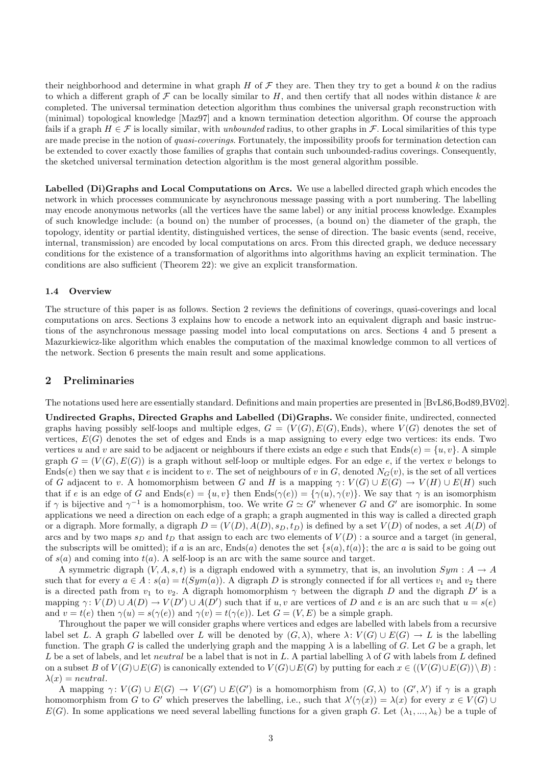their neighborhood and determine in what graph $H$ of $\mathcal{F}$ they are. Then they try to get a bound $k$ on the radius to which a different graph of $\mathcal{F}$ can be locally similar to $H$, and then certify that all nodes within distance $k$ are completed. The universal termination detection algorithm thus combines the universal graph reconstruction with (minimal) topological knowledge [Maz97] and a known termination detection algorithm. Of course the approach fails if a graph $H \in \mathcal{F}$ is locally similar, with *unbounded* radius, to other graphs in $\mathcal{F}$. Local similarities of this type are made precise in the notion of *quasi-coverings*. Fortunately, the impossibility proofs for termination detection can be extended to cover exactly those families of graphs that contain such unbounded-radius coverings. Consequently, the sketched universal termination detection algorithm is the most general algorithm possible.

**Labelled (Di)Graphs and Local Computations on Arcs.** We use a labelled directed graph which encodes the network in which processes communicate by asynchronous message passing with a port numbering. The labelling may encode anonymous networks (all the vertices have the same label) or any initial process knowledge. Examples of such knowledge include: (a bound on) the number of processes, (a bound on) the diameter of the graph, the topology, identity or partial identity, distinguished vertices, the sense of direction. The basic events (send, receive, internal, transmission) are encoded by local computations on arcs. From this directed graph, we deduce necessary conditions for the existence of a transformation of algorithms into algorithms having an explicit termination. The conditions are also sufficient (Theorem 22): we give an explicit transformation.

### 1.4 Overview

The structure of this paper is as follows. Section 2 reviews the definitions of coverings, quasi-coverings and local computations on arcs. Sections 3 explains how to encode a network into an equivalent digraph and basic instructions of the asynchronous message passing model into local computations on arcs. Sections 4 and 5 present a Mazurkiewicz-like algorithm which enables the computation of the maximal knowledge common to all vertices of the network. Section 6 presents the main result and some applications.

## 2 Preliminaries

The notations used here are essentially standard. Definitions and main properties are presented in [BvL86,Bod89,BV02].

**Undirected Graphs, Directed Graphs and Labelled (Di)Graphs.** We consider finite, undirected, connected graphs having possibly self-loops and multiple edges, $G = (V(G), E(G), \mathrm{Ends})$, where $V(G)$ denotes the set of vertices, $E(G)$ denotes the set of edges and Ends is a map assigning to every edge two vertices: its ends. Two vertices $u$ and $v$ are said to be adjacent or neighbours if there exists an edge $e$ such that $\mathrm{Ends}(e) = \{u, v\}$. A simple graph $G = (V(G), E(G))$ is a graph without self-loop or multiple edges. For an edge $e$, if the vertex $v$ belongs to $\mathrm{Ends}(e)$ then we say that $e$ is incident to $v$. The set of neighbours of $v$ in $G$, denoted $N_G(v)$, is the set of all vertices of $G$ adjacent to $v$. A homomorphism between $G$ and $H$ is a mapping $\gamma\colon V(G) \cup E(G) \to V(H) \cup E(H)$ such that if $e$ is an edge of $G$ and $\mathrm{Ends}(e) = \{u, v\}$ then $\mathrm{Ends}(\gamma(e)) = \{\gamma(u), \gamma(v)\}$. We say that $\gamma$ is an isomorphism if $\gamma$ is bijective and $\gamma^{-1}$ is a homomorphism, too. We write $G \simeq G'$ whenever $G$ and $G'$ are isomorphic. In some applications we need a direction on each edge of a graph; a graph augmented in this way is called a directed graph or a digraph. More formally, a digraph $D = (V(D), A(D), s_D, t_D)$ is defined by a set $V(D)$ of nodes, a set $A(D)$ of arcs and by two maps $s_D$ and $t_D$ that assign to each arc two elements of $V(D)$ : a source and a target (in general, the subscripts will be omitted); if $a$ is an arc, $\mathrm{Ends}(a)$ denotes the set $\{s(a), t(a)\}$; the arc $a$ is said to be going out of $s(a)$ and coming into $t(a)$. A self-loop is an arc with the same source and target.

A symmetric digraph $(V, A, s, t)$ is a digraph endowed with a symmetry, that is, an involution $Sym : A \to A$ such that for every $a \in A : s(a) = t(Sym(a))$. A digraph $D$ is strongly connected if for all vertices $v_1$ and $v_2$ there is a directed path from $v_1$ to $v_2$. A digraph homomorphism $\gamma$ between the digraph $D$ and the digraph $D'$ is a mapping $\gamma\colon V(D) \cup A(D) \to V(D') \cup A(D')$ such that if $u, v$ are vertices of $D$ and $e$ is an arc such that $u = s(e)$ and $v = t(e)$ then $\gamma(u) = s(\gamma(e))$ and $\gamma(v) = t(\gamma(e))$. Let $G = (V, E)$ be a simple graph.

Throughout the paper we will consider graphs where vertices and edges are labelled with labels from a recursive label set $L$. A graph $G$ labelled over $L$ will be denoted by $(G, \lambda)$, where $\lambda\colon V(G) \cup E(G) \to L$ is the labelling function. The graph $G$ is called the underlying graph and the mapping $\lambda$ is a labelling of $G$. Let $G$ be a graph, let $L$ be a set of labels, and let *neutral* be a label that is not in $L$. A partial labelling $\lambda$ of $G$ with labels from $L$ defined on a subset $B$ of $V(G) \cup E(G)$ is canonically extended to $V(G) \cup E(G)$ by putting for each $x \in ((V(G) \cup E(G)) \setminus B)$ : $\lambda(x) = neutral$.

A mapping $\gamma\colon V(G) \cup E(G) \to V(G') \cup E(G')$ is a homomorphism from $(G, \lambda)$ to $(G', \lambda')$ if $\gamma$ is a graph homomorphism from $G$ to $G'$ which preserves the labelling, i.e., such that $\lambda'(\gamma(x)) = \lambda(x)$ for every $x \in V(G) \cup E(G)$. In some applications we need several labelling functions for a given graph $G$. Let $(\lambda_1, ..., \lambda_k)$ be a tuple of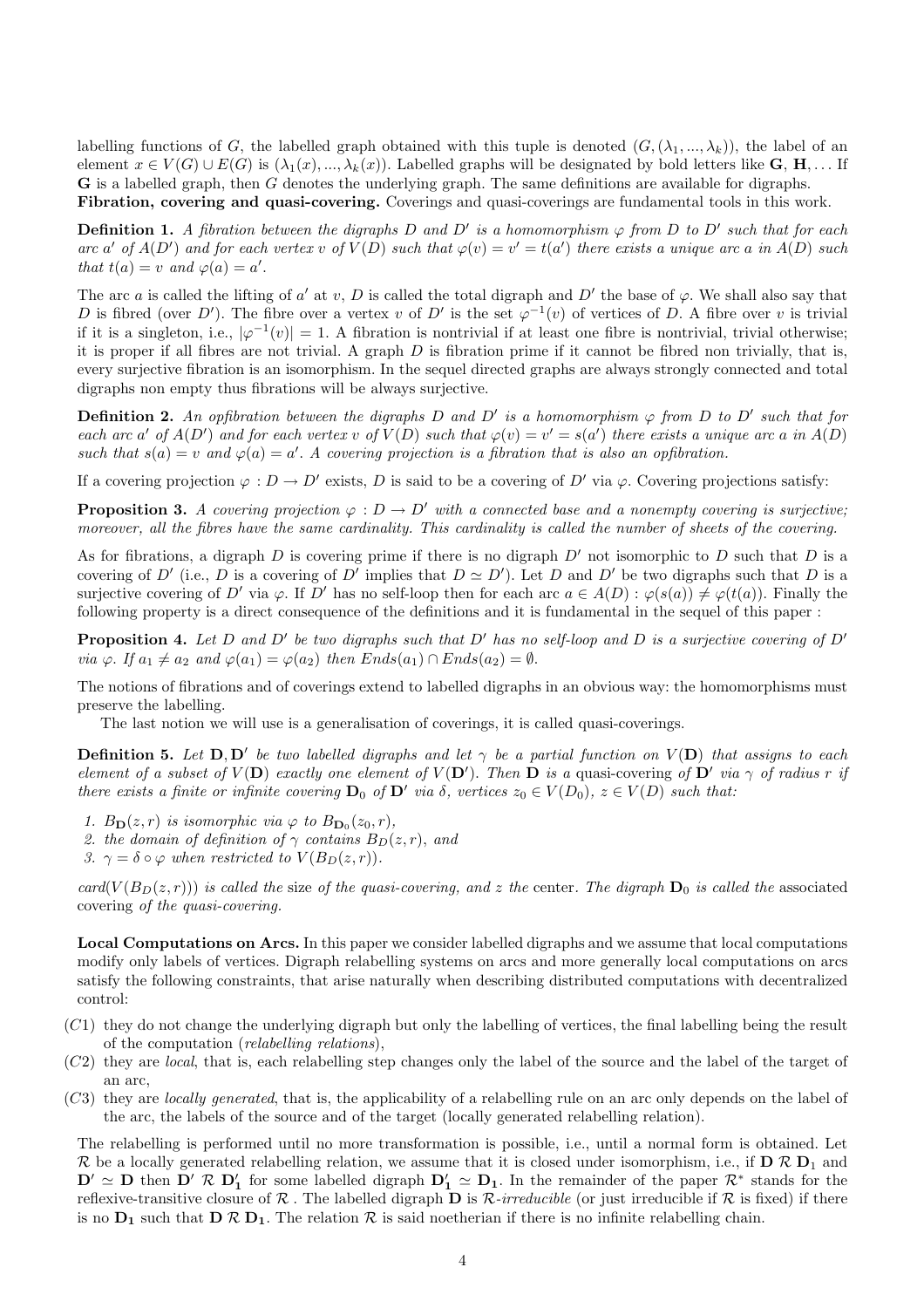labelling functions of $G$, the labelled graph obtained with this tuple is denoted $(G, (\lambda_1, ..., \lambda_k))$, the label of an element $x \in V(G) \cup E(G)$ is $(\lambda_1(x), ..., \lambda_k(x))$. Labelled graphs will be designated by bold letters like $\mathbf{G}$, $\mathbf{H}$, ... If $\mathbf{G}$ is a labelled graph, then $G$ denotes the underlying graph. The same definitions are available for digraphs.

**Fibration, covering and quasi-covering.** Coverings and quasi-coverings are fundamental tools in this work.

**Definition 1.** *A fibration between the digraphs $D$ and $D'$ is a homomorphism $\varphi$ from $D$ to $D'$ such that for each arc $a'$ of $A(D')$ and for each vertex $v$ of $V(D)$ such that $\varphi(v) = v' = t(a')$ there exists a unique arc $a$ in $A(D)$ such that $t(a) = v$ and $\varphi(a) = a'$.*

The arc $a$ is called the lifting of $a'$ at $v$, $D$ is called the total digraph and $D'$ the base of $\varphi$. We shall also say that $D$ is fibred (over $D'$). The fibre over a vertex $v$ of $D'$ is the set $\varphi^{-1}(v)$ of vertices of $D$. A fibre over $v$ is trivial if it is a singleton, i.e., $|\varphi^{-1}(v)| = 1$. A fibration is nontrivial if at least one fibre is nontrivial, trivial otherwise; it is proper if all fibres are not trivial. A graph $D$ is fibration prime if it cannot be fibred non trivially, that is, every surjective fibration is an isomorphism. In the sequel directed graphs are always strongly connected and total digraphs non empty thus fibrations will be always surjective.

**Definition 2.** *An opfibration between the digraphs $D$ and $D'$ is a homomorphism $\varphi$ from $D$ to $D'$ such that for each arc $a'$ of $A(D')$ and for each vertex $v$ of $V(D)$ such that $\varphi(v) = v' = s(a')$ there exists a unique arc $a$ in $A(D)$ such that $s(a) = v$ and $\varphi(a) = a'$. A covering projection is a fibration that is also an opfibration.*

If a covering projection $\varphi : D \to D'$ exists, $D$ is said to be a covering of $D'$ via $\varphi$. Covering projections satisfy:

**Proposition 3.** *A covering projection $\varphi : D \to D'$ with a connected base and a nonempty covering is surjective; moreover, all the fibres have the same cardinality. This cardinality is called the number of sheets of the covering.*

As for fibrations, a digraph $D$ is covering prime if there is no digraph $D'$ not isomorphic to $D$ such that $D$ is a covering of $D'$ (i.e., $D$ is a covering of $D'$ implies that $D \simeq D'$). Let $D$ and $D'$ be two digraphs such that $D$ is a surjective covering of $D'$ via $\varphi$. If $D'$ has no self-loop then for each arc $a \in A(D) : \varphi(s(a)) \neq \varphi(t(a))$. Finally the following property is a direct consequence of the definitions and it is fundamental in the sequel of this paper :

**Proposition 4.** *Let $D$ and $D'$ be two digraphs such that $D'$ has no self-loop and $D$ is a surjective covering of $D'$ via $\varphi$. If $a_1 \neq a_2$ and $\varphi(a_1) = \varphi(a_2)$ then $Ends(a_1) \cap Ends(a_2) = \emptyset$.*

The notions of fibrations and of coverings extend to labelled digraphs in an obvious way: the homomorphisms must preserve the labelling.

The last notion we will use is a generalisation of coverings, it is called quasi-coverings.

**Definition 5.** *Let $\mathbf{D}, \mathbf{D'}$ be two labelled digraphs and let $\gamma$ be a partial function on $V(\mathbf{D})$ that assigns to each element of a subset of $V(\mathbf{D})$ exactly one element of $V(\mathbf{D'})$. Then $\mathbf{D}$ is a* quasi-covering *of $\mathbf{D'}$ via $\gamma$ of radius $r$ if there exists a finite or infinite covering $\mathbf{D_0}$ of $\mathbf{D'}$ via $\delta$, vertices $z_0 \in V(D_0)$, $z \in V(D)$ such that:*

1. *$B_{\mathbf{D}}(z, r)$ is isomorphic via $\varphi$ to $B_{\mathbf{D_0}}(z_0, r)$,*
2. *the domain of definition of $\gamma$ contains $B_D(z, r)$, and*
3. *$\gamma = \delta \circ \varphi$ when restricted to $V(B_D(z, r))$.*

*$card(V(B_D(z, r)))$ is called the* size *of the quasi-covering, and $z$ the* center*. The digraph $\mathbf{D_0}$ is called the* associated covering *of the quasi-covering.*

**Local Computations on Arcs.** In this paper we consider labelled digraphs and we assume that local computations modify only labels of vertices. Digraph relabelling systems on arcs and more generally local computations on arcs satisfy the following constraints, that arise naturally when describing distributed computations with decentralized control:

- $(C1)$ they do not change the underlying digraph but only the labelling of vertices, the final labelling being the result of the computation (*relabelling relations*),
- $(C2)$ they are *local*, that is, each relabelling step changes only the label of the source and the label of the target of an arc,
- $(C3)$ they are *locally generated*, that is, the applicability of a relabelling rule on an arc only depends on the label of the arc, the labels of the source and of the target (locally generated relabelling relation).

The relabelling is performed until no more transformation is possible, i.e., until a normal form is obtained. Let $\mathcal{R}$ be a locally generated relabelling relation, we assume that it is closed under isomorphism, i.e., if $\mathbf{D} \; \mathcal{R} \; \mathbf{D_1}$ and $\mathbf{D'} \simeq \mathbf{D}$ then $\mathbf{D'} \; \mathcal{R} \; \mathbf{D'_1}$ for some labelled digraph $\mathbf{D'_1} \simeq \mathbf{D_1}$. In the remainder of the paper $\mathcal{R}^*$ stands for the reflexive-transitive closure of $\mathcal{R}$ . The labelled digraph $\mathbf{D}$ is $\mathcal{R}$-*irreducible* (or just irreducible if $\mathcal{R}$ is fixed) if there is no $\mathbf{D_1}$ such that $\mathbf{D} \; \mathcal{R} \; \mathbf{D_1}$. The relation $\mathcal{R}$ is said noetherian if there is no infinite relabelling chain.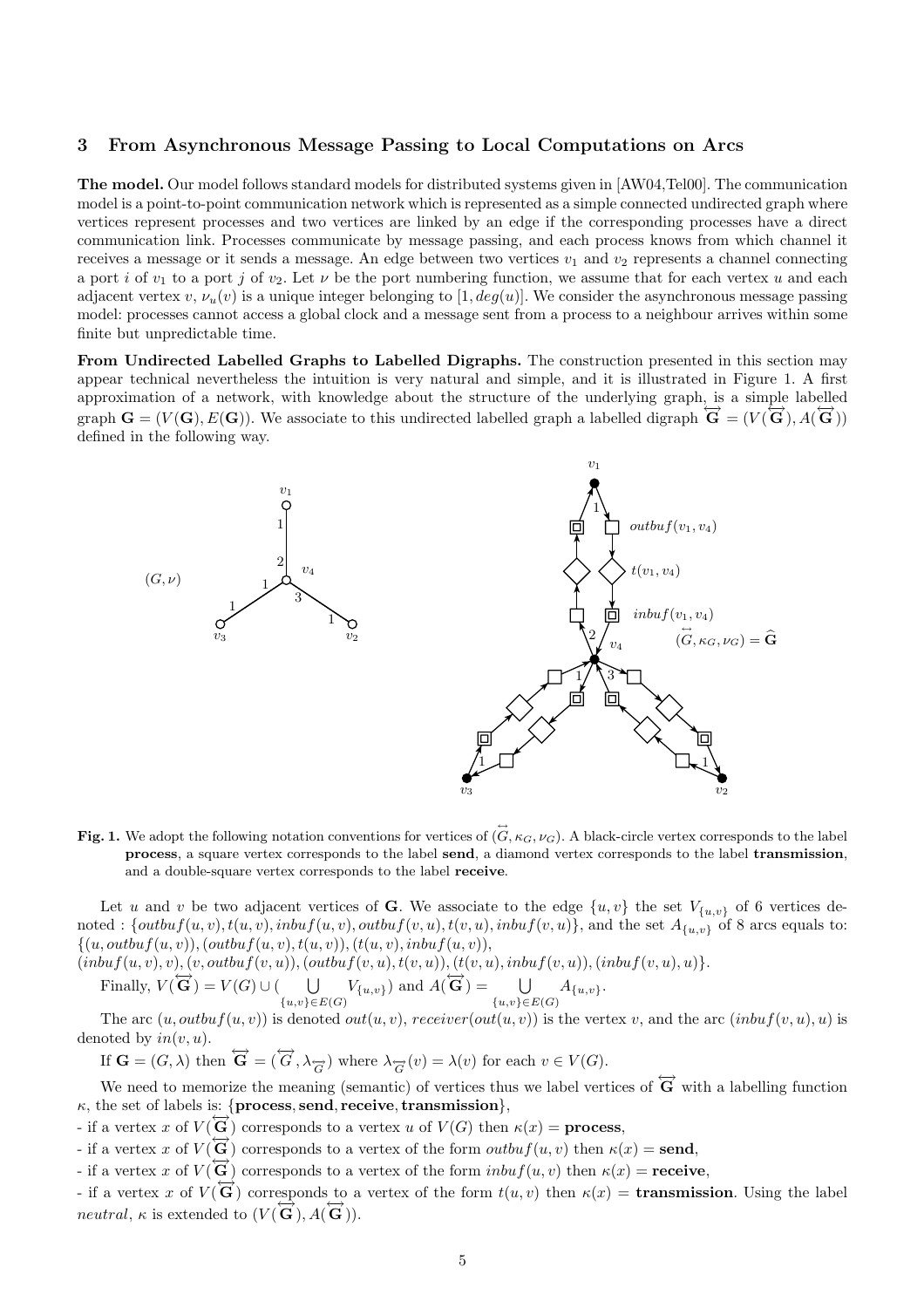## 3 From Asynchronous Message Passing to Local Computations on Arcs

**The model.** Our model follows standard models for distributed systems given in [AW04,Tel00]. The communication model is a point-to-point communication network which is represented as a simple connected undirected graph where vertices represent processes and two vertices are linked by an edge if the corresponding processes have a direct communication link. Processes communicate by message passing, and each process knows from which channel it receives a message or it sends a message. An edge between two vertices $v_1$ and $v_2$ represents a channel connecting a port $i$ of $v_1$ to a port $j$ of $v_2$. Let $\nu$ be the port numbering function, we assume that for each vertex $u$ and each adjacent vertex $v$, $\nu_u(v)$ is a unique integer belonging to $[1, deg(u)]$. We consider the asynchronous message passing model: processes cannot access a global clock and a message sent from a process to a neighbour arrives within some finite but unpredictable time.

**From Undirected Labelled Graphs to Labelled Digraphs.** The construction presented in this section may appear technical nevertheless the intuition is very natural and simple, and it is illustrated in Figure 1. A first approximation of a network, with knowledge about the structure of the underlying graph, is a simple labelled graph $\mathbf{G} = (V(\mathbf{G}), E(\mathbf{G}))$. We associate to this undirected labelled graph a labelled digraph $\overleftrightarrow{\mathbf{G}} = (V(\overleftrightarrow{\mathbf{G}}), A(\overleftrightarrow{\mathbf{G}}))$ defined in the following way.

**Fig. 1.** We adopt the following notation conventions for vertices of $(\overleftrightarrow{G}, \kappa_G, \nu_G)$. A black-circle vertex corresponds to the label **process**, a square vertex corresponds to the label **send**, a diamond vertex corresponds to the label **transmission**, and a double-square vertex corresponds to the label **receive**.

Let $u$ and $v$ be two adjacent vertices of $\mathbf{G}$. We associate to the edge $\{u, v\}$ the set $V_{\{u,v\}}$ of 6 vertices denoted : $\{outbuf(u, v), t(u, v), inbuf(u, v), outbuf(v, u), t(v, u), inbuf(v, u)\}$, and the set $A_{\{u,v\}}$ of 8 arcs equals to: $\{(u, outbuf(u, v)), (outbuf(u, v), t(u, v)), (t(u, v), inbuf(u, v)),$
$(inbuf(u, v), v), (v, outbuf(v, u)), (outbuf(v, u), t(v, u)), (t(v, u), inbuf(v, u)), (inbuf(v, u), u)\}$.

Finally, $V(\overleftrightarrow{\mathbf{G}}) = V(G) \cup (\bigcup_{\{u,v\} \in E(G)} V_{\{u,v\}})$ and $A(\overleftrightarrow{\mathbf{G}}) = \bigcup_{\{u,v\} \in E(G)} A_{\{u,v\}}$.

The arc $(u, outbuf(u, v))$ is denoted $out(u, v)$, $receiver(out(u, v))$ is the vertex $v$, and the arc $(inbuf(v, u), u)$ is denoted by $in(v, u)$.

If $\mathbf{G} = (G, \lambda)$ then $\overleftrightarrow{\mathbf{G}} = (\overleftrightarrow{G}, \lambda_{\overleftrightarrow{G}})$ where $\lambda_{\overleftrightarrow{G}}(v) = \lambda(v)$ for each $v \in V(G)$.

We need to memorize the meaning (semantic) of vertices thus we label vertices of $\overleftrightarrow{\mathbf{G}}$ with a labelling function $\kappa$, the set of labels is: $\{$**process**, **send**, **receive**, **transmission**$\}$,

- if a vertex $x$ of $V(\overleftrightarrow{\mathbf{G}})$ corresponds to a vertex $u$ of $V(G)$ then $\kappa(x) =$ **process**,
- if a vertex $x$ of $V(\overleftrightarrow{\mathbf{G}})$ corresponds to a vertex of the form $outbuf(u, v)$ then $\kappa(x) =$ **send**,
- if a vertex $x$ of $V(\overleftrightarrow{\mathbf{G}})$ corresponds to a vertex of the form $inbuf(u, v)$ then $\kappa(x) =$ **receive**,
- if a vertex $x$ of $V(\overleftrightarrow{\mathbf{G}})$ corresponds to a vertex of the form $t(u, v)$ then $\kappa(x) =$ **transmission**. Using the label *neutral*, $\kappa$ is extended to $(V(\overleftrightarrow{\mathbf{G}}), A(\overleftrightarrow{\mathbf{G}}))$.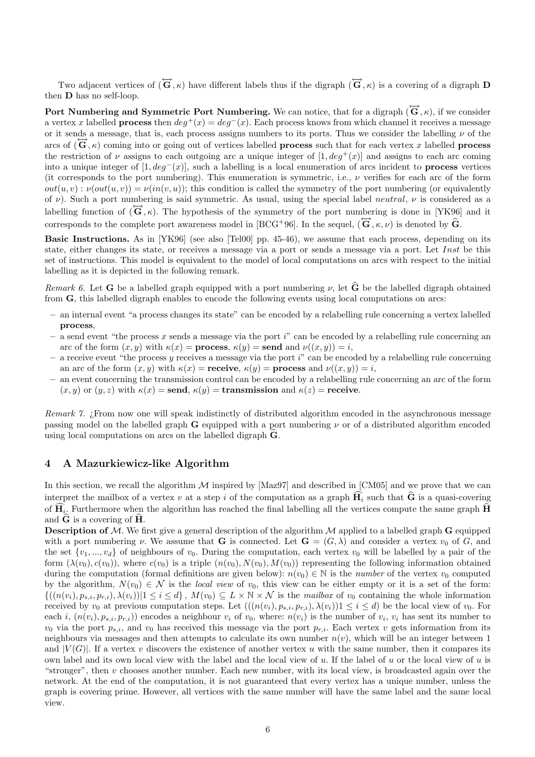Two adjacent vertices of $(\overleftrightarrow{\mathbf{G}}, \kappa)$ have different labels thus if the digraph $(\overleftrightarrow{\mathbf{G}}, \kappa)$ is a covering of a digraph $\mathbf{D}$ then $\mathbf{D}$ has no self-loop.

**Port Numbering and Symmetric Port Numbering.** We can notice, that for a digraph $(\overleftrightarrow{\mathbf{G}}, \kappa)$, if we consider a vertex $x$ labelled **process** then $deg^+(x) = deg^-(x)$. Each process knows from which channel it receives a message or it sends a message, that is, each process assigns numbers to its ports. Thus we consider the labelling $\nu$ of the arcs of $(\overleftrightarrow{\mathbf{G}}, \kappa)$ coming into or going out of vertices labelled **process** such that for each vertex $x$ labelled **process** the restriction of $\nu$ assigns to each outgoing arc a unique integer of $[1, deg^+(x)]$ and assigns to each arc coming into a unique integer of $[1, deg^-(x)]$, such a labelling is a local enumeration of arcs incident to **process** vertices (it corresponds to the port numbering). This enumeration is symmetric, i.e., $\nu$ verifies for each arc of the form $out(u, v) : \nu(out(u, v)) = \nu(in(v, u))$; this condition is called the symmetry of the port numbering (or equivalently of $\nu$). Such a port numbering is said symmetric. As usual, using the special label *neutral*, $\nu$ is considered as a labelling function of $(\overleftrightarrow{\mathbf{G}}, \kappa)$. The hypothesis of the symmetry of the port numbering is done in [YK96] and it corresponds to the complete port awareness model in [BCG+96]. In the sequel, $(\overleftrightarrow{\mathbf{G}}, \kappa, \nu)$ is denoted by $\widehat{\mathbf{G}}$.

**Basic Instructions.** As in [YK96] (see also [Tel00] pp. 45-46), we assume that each process, depending on its state, either changes its state, or receives a message via a port or sends a message via a port. Let *Inst* be this set of instructions. This model is equivalent to the model of local computations on arcs with respect to the initial labelling as it is depicted in the following remark.

*Remark 6.* Let $\mathbf{G}$ be a labelled graph equipped with a port numbering $\nu$, let $\widehat{\mathbf{G}}$ be the labelled digraph obtained from $\mathbf{G}$, this labelled digraph enables to encode the following events using local computations on arcs:

- an internal event "a process changes its state" can be encoded by a relabelling rule concerning a vertex labelled **process**,
- a send event "the process $x$ sends a message via the port $i$" can be encoded by a relabelling rule concerning an arc of the form $(x, y)$ with $\kappa(x) =$ **process**, $\kappa(y) =$ **send** and $\nu((x, y)) = i$,
- a receive event "the process $y$ receives a message via the port $i$" can be encoded by a relabelling rule concerning an arc of the form $(x, y)$ with $\kappa(x) =$ **receive**, $\kappa(y) =$ **process** and $\nu((x, y)) = i$,
- an event concerning the transmission control can be encoded by a relabelling rule concerning an arc of the form $(x, y)$ or $(y, z)$ with $\kappa(x) =$ **send**, $\kappa(y) =$ **transmission** and $\kappa(z) =$ **receive**.

*Remark 7.* ¿From now one will speak indistinctly of distributed algorithm encoded in the asynchronous message passing model on the labelled graph $\mathbf{G}$ equipped with a port numbering $\nu$ or of a distributed algorithm encoded using local computations on arcs on the labelled digraph $\widehat{\mathbf{G}}$.

## 4 A Mazurkiewicz-like Algorithm

In this section, we recall the algorithm $\mathcal{M}$ inspired by [Maz97] and described in [CM05] and we prove that we can interpret the mailbox of a vertex $v$ at a step $i$ of the computation as a graph $\widehat{\mathbf{H}_i}$ such that $\widehat{\mathbf{G}}$ is a quasi-covering of $\widehat{\mathbf{H}_i}$. Furthermore when the algorithm has reached the final labelling all the vertices compute the same graph $\widehat{\mathbf{H}}$ and $\widehat{\mathbf{G}}$ is a covering of $\widehat{\mathbf{H}}$.

**Description of** $\mathcal{M}$. We first give a general description of the algorithm $\mathcal{M}$ applied to a labelled graph $\mathbf{G}$ equipped with a port numbering $\nu$. We assume that $\mathbf{G}$ is connected. Let $\mathbf{G} = (G, \lambda)$ and consider a vertex $v_0$ of $G$, and the set $\{v_1, ..., v_d\}$ of neighbours of $v_0$. During the computation, each vertex $v_0$ will be labelled by a pair of the form $(\lambda(v_0), c(v_0))$, where $c(v_0)$ is a triple $(n(v_0), N(v_0), M(v_0))$ representing the following information obtained during the computation (formal definitions are given below): $n(v_0) \in \mathbb{N}$ is the *number* of the vertex $v_0$ computed by the algorithm, $N(v_0) \in \mathcal{N}$ is the *local view* of $v_0$, this view can be either empty or it is a set of the form: $\{((n(v_i), p_{s,i}, p_{r,i}), \lambda(v_i)) | 1 \leq i \leq d\}$, $M(v_0) \subseteq L \times \mathbb{N} \times \mathcal{N}$ is the *mailbox* of $v_0$ containing the whole information received by $v_0$ at previous computation steps. Let $(((n(v_i), p_{s,i}, p_{r,i}), \lambda(v_i)) 1 \leq i \leq d)$ be the local view of $v_0$. For each $i$, $(n(v_i), p_{s,i}, p_{r,i}))$ encodes a neighbour $v_i$ of $v_0$, where: $n(v_i)$ is the number of $v_i$, $v_i$ has sent its number to $v_0$ via the port $p_{s,i}$, and $v_0$ has received this message via the port $p_{r,i}$. Each vertex $v$ gets information from its neighbours via messages and then attempts to calculate its own number $n(v)$, which will be an integer between 1 and $|V(G)|$. If a vertex $v$ discovers the existence of another vertex $u$ with the same number, then it compares its own label and its own local view with the label and the local view of $u$. If the label of $u$ or the local view of $u$ is "stronger", then $v$ chooses another number. Each new number, with its local view, is broadcasted again over the network. At the end of the computation, it is not guaranteed that every vertex has a unique number, unless the graph is covering prime. However, all vertices with the same number will have the same label and the same local view.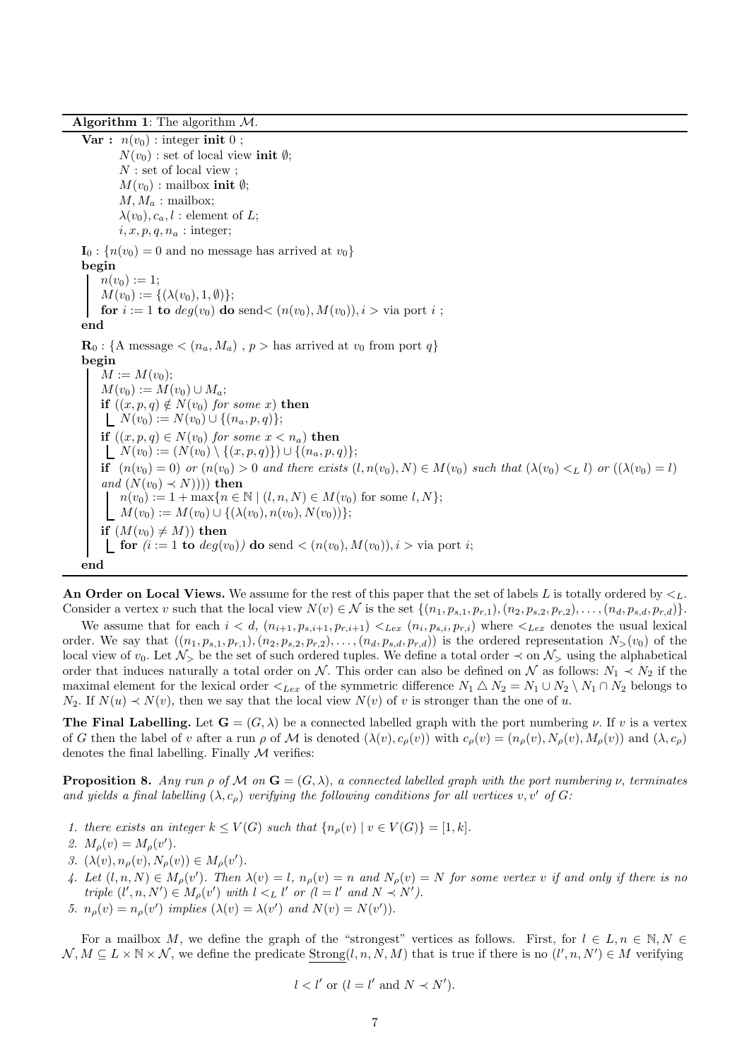**Algorithm 1**: The algorithm $\mathcal{M}$.

```
Var : n(v_0) : integer init 0 ;
      N(v_0) : set of local view init ∅;
      N : set of local view ;
      M(v_0) : mailbox init ∅;
      M, M_a : mailbox;
      λ(v_0), c_a, l : element of L;
      i, x, p, q, n_a : integer;

I_0 : {n(v_0) = 0 and no message has arrived at v_0}
begin
    n(v_0) := 1;
    M(v_0) := {(λ(v_0), 1, ∅)};
    for i := 1 to deg(v_0) do send< (n(v_0), M(v_0)), i > via port i ;
end

R_0 : {A message < (n_a, M_a) , p > has arrived at v_0 from port q}
begin
    M := M(v_0);
    M(v_0) := M(v_0) ∪ M_a;
    if ((x, p, q) ∉ N(v_0) for some x) then
        N(v_0) := N(v_0) ∪ {(n_a, p, q)};
    if ((x, p, q) ∈ N(v_0) for some x < n_a) then
        N(v_0) := (N(v_0) \ {(x, p, q)}) ∪ {(n_a, p, q)};
    if (n(v_0) = 0) or (n(v_0) > 0 and there exists (l, n(v_0), N) ∈ M(v_0) such that (λ(v_0) <_L l) or ((λ(v_0) = l)
    and (N(v_0) ≺ N)))) then
        n(v_0) := 1 + max{n ∈ ℕ | (l, n, N) ∈ M(v_0) for some l, N};
        M(v_0) := M(v_0) ∪ {(λ(v_0), n(v_0), N(v_0))};
    if (M(v_0) ≠ M) then
        for (i := 1 to deg(v_0)) do send < (n(v_0), M(v_0)), i > via port i;
end
```

**An Order on Local Views.** We assume for the rest of this paper that the set of labels $L$ is totally ordered by $<_L$. Consider a vertex $v$ such that the local view $N(v) \in \mathcal{N}$ is the set $\{(n_1, p_{s,1}, p_{r,1}), (n_2, p_{s,2}, p_{r,2}), \ldots, (n_d, p_{s,d}, p_{r,d})\}$.

We assume that for each $i < d$, $(n_{i+1}, p_{s,i+1}, p_{r,i+1}) <_{Lex} (n_i, p_{s,i}, p_{r,i})$ where $<_{Lex}$ denotes the usual lexical order. We say that $((n_1, p_{s,1}, p_{r,1}), (n_2, p_{s,2}, p_{r,2}), \ldots, (n_d, p_{s,d}, p_{r,d}))$ is the ordered representation $N_>(v_0)$ of the local view of $v_0$. Let $\mathcal{N}_>$ be the set of such ordered tuples. We define a total order $\prec$ on $\mathcal{N}_>$ using the alphabetical order that induces naturally a total order on $\mathcal{N}$. This order can also be defined on $\mathcal{N}$ as follows: $N_1 \prec N_2$ if the maximal element for the lexical order $<_{Lex}$ of the symmetric difference $N_1 \triangle N_2 = N_1 \cup N_2 \setminus N_1 \cap N_2$ belongs to $N_2$. If $N(u) \prec N(v)$, then we say that the local view $N(v)$ of $v$ is stronger than the one of $u$.

**The Final Labelling.** Let $\mathbf{G} = (G, \lambda)$ be a connected labelled graph with the port numbering $\nu$. If $v$ is a vertex of $G$ then the label of $v$ after a run $\rho$ of $\mathcal{M}$ is denoted $(\lambda(v), c_\rho(v))$ with $c_\rho(v) = (n_\rho(v), N_\rho(v), M_\rho(v))$ and $(\lambda, c_\rho)$ denotes the final labelling. Finally $\mathcal{M}$ verifies:

**Proposition 8.** *Any run $\rho$ of $\mathcal{M}$ on $\mathbf{G} = (G, \lambda)$, a connected labelled graph with the port numbering $\nu$, terminates and yields a final labelling $(\lambda, c_\rho)$ verifying the following conditions for all vertices $v, v'$ of $G$:*

1. *there exists an integer $k \leq V(G)$ such that $\{n_\rho(v) \mid v \in V(G)\} = [1, k]$.*
2. *$M_\rho(v) = M_\rho(v')$.*
3. *$(\lambda(v), n_\rho(v), N_\rho(v)) \in M_\rho(v')$.*
4. *Let $(l, n, N) \in M_\rho(v')$. Then $\lambda(v) = l$, $n_\rho(v) = n$ and $N_\rho(v) = N$ for some vertex $v$ if and only if there is no triple $(l', n, N') \in M_\rho(v')$ with $l <_L l'$ or ($l = l'$ and $N \prec N'$).*
5. *$n_\rho(v) = n_\rho(v')$ implies ($\lambda(v) = \lambda(v')$ and $N(v) = N(v')$).*

For a mailbox $M$, we define the graph of the "strongest" vertices as follows. First, for $l \in L, n \in \mathbb{N}, N \in \mathcal{N}, M \subseteq L \times \mathbb{N} \times \mathcal{N}$, we define the predicate $\underline{\text{Strong}}(l, n, N, M)$ that is true if there is no $(l', n, N') \in M$ verifying

$$l < l' \text{ or } (l = l' \text{ and } N \prec N').$$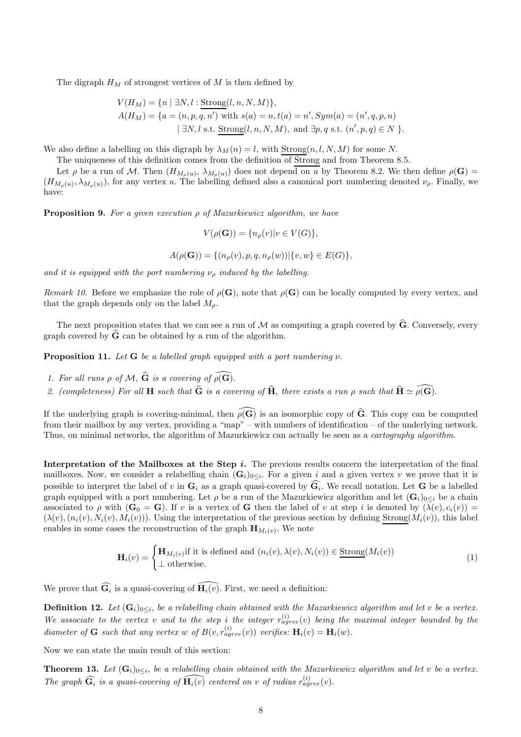The digraph $H_M$ of strongest vertices of $M$ is then defined by

$$
\begin{aligned}
V(H_M) &= \{n \mid \exists N, l : \underline{\text{Strong}}(l, n, N, M)\},\\
A(H_M) &= \{a = (n, p, q, n') \text{ with } s(a) = n, t(a) = n', Sym(a) = (n', q, p, n)\\
&\qquad \mid \exists N, l \text{ s.t. } \underline{\text{Strong}}(n, l, N, M), \text{ and } \exists p, q \text{ s.t. } (n', p, q) \in N \}.
\end{aligned}
$$

We also define a labelling on this digraph by $\lambda_M(n) = l$, with $\underline{\text{Strong}}(n, l, N, M)$ for some $N$.

The uniqueness of this definition comes from the definition of $\underline{\text{Strong}}$ and from Theorem 8.5.

Let $\rho$ be a run of $\mathcal{M}$. Then $(H_{M_{\rho}(u)}, \lambda_{M_{\rho}(u)})$ does not depend on $u$ by Theorem 8.2. We then define $\rho(\mathbf{G}) = (H_{M_{\rho}(u)}, \lambda_{M_{\rho}(u)})$, for any vertex $u$. The labelling defined also a canonical port numbering denoted $\nu_{\rho}$. Finally, we have:

**Proposition 9.** *For a given execution $\rho$ of Mazurkiewicz algorithm, we have*

$$V(\rho(\mathbf{G})) = \{n_{\rho}(v) | v \in V(G)\},$$

$$A(\rho(\mathbf{G})) = \{(n_{\rho}(v), p, q, n_{\rho}(w)) | \{v, w\} \in E(G)\},$$

*and it is equipped with the port numbering $\nu_{\rho}$ induced by the labelling.*

*Remark 10.* Before we emphasize the role of $\rho(\mathbf{G})$, note that $\rho(\mathbf{G})$ can be locally computed by every vertex, and that the graph depends only on the label $M_{\rho}$.

The next proposition states that we can see a run of $\mathcal{M}$ as computing a graph covered by $\widehat{\mathbf{G}}$. Conversely, every graph covered by $\widehat{\mathbf{G}}$ can be obtained by a run of the algorithm.

**Proposition 11.** *Let $\mathbf{G}$ be a labelled graph equipped with a port numbering $\nu$.*

1. *For all runs $\rho$ of $\mathcal{M}$, $\widehat{\mathbf{G}}$ is a covering of $\widehat{\rho(\mathbf{G})}$.*
2. *(completeness) For all $\mathbf{H}$ such that $\widehat{\mathbf{G}}$ is a covering of $\widehat{\mathbf{H}}$, there exists a run $\rho$ such that $\widehat{\mathbf{H}} \simeq \widehat{\rho(\mathbf{G})}$.*

If the underlying graph is covering-minimal, then $\widehat{\rho(\mathbf{G})}$ is an isomorphic copy of $\widehat{\mathbf{G}}$. This copy can be computed from their mailbox by any vertex, providing a "map" – with numbers of identification – of the underlying network. Thus, on minimal networks, the algorithm of Mazurkiewicz can actually be seen as a *cartography algorithm*.

**Interpretation of the Mailboxes at the Step $i$.** The previous results concern the interpretation of the final mailboxes. Now, we consider a relabelling chain $(\mathbf{G}_i)_{0 \leq i}$. For a given $i$ and a given vertex $v$ we prove that it is possible to interpret the label of $v$ in $\mathbf{G}_i$ as a graph quasi-covered by $\widehat{\mathbf{G}_i}$. We recall notation. Let $\mathbf{G}$ be a labelled graph equipped with a port numbering. Let $\rho$ be a run of the Mazurkiewicz algorithm and let $(\mathbf{G}_i)_{0 \leq i}$ be a chain associated to $\rho$ with $(\mathbf{G}_0 = \mathbf{G})$. If $v$ is a vertex of $\mathbf{G}$ then the label of $v$ at step $i$ is denoted by $(\lambda(v), c_i(v)) = (\lambda(v), (n_i(v), N_i(v), M_i(v)))$. Using the interpretation of the previous section by defining $\underline{\text{Strong}}(M_i(v))$, this label enables in some cases the reconstruction of the graph $\mathbf{H}_{M_i(v)}$. We note

$$
\mathbf{H}_i(v) = \begin{cases} \mathbf{H}_{M_i(v)} \text{if it is defined and } (n_i(v), \lambda(v), N_i(v)) \in \underline{\text{Strong}}(M_i(v)) \\ \perp \text{ otherwise.} \end{cases} \tag{1}
$$

We prove that $\widehat{\mathbf{G}_i}$ is a quasi-covering of $\widehat{\mathbf{H}_i(v)}$. First, we need a definition:

**Definition 12.** *Let $(\mathbf{G}_i)_{0 \leq i}$, be a relabelling chain obtained with the Mazurkiewicz algorithm and let $v$ be a vertex. We associate to the vertex $v$ and to the step $i$ the integer $r^{(i)}_{agree}(v)$ being the maximal integer bounded by the diameter of $\mathbf{G}$ such that any vertex $w$ of $B(v, r^{(i)}_{agree}(v))$ verifies: $\mathbf{H}_i(v) = \mathbf{H}_i(w)$.*

Now we can state the main result of this section:

**Theorem 13.** *Let $(\mathbf{G}_i)_{0 \leq i}$, be a relabelling chain obtained with the Mazurkiewicz algorithm and let $v$ be a vertex. The graph $\widehat{\mathbf{G}_i}$ is a quasi-covering of $\widehat{\mathbf{H}_i(v)}$ centered on $v$ of radius $r^{(i)}_{agree}(v)$.*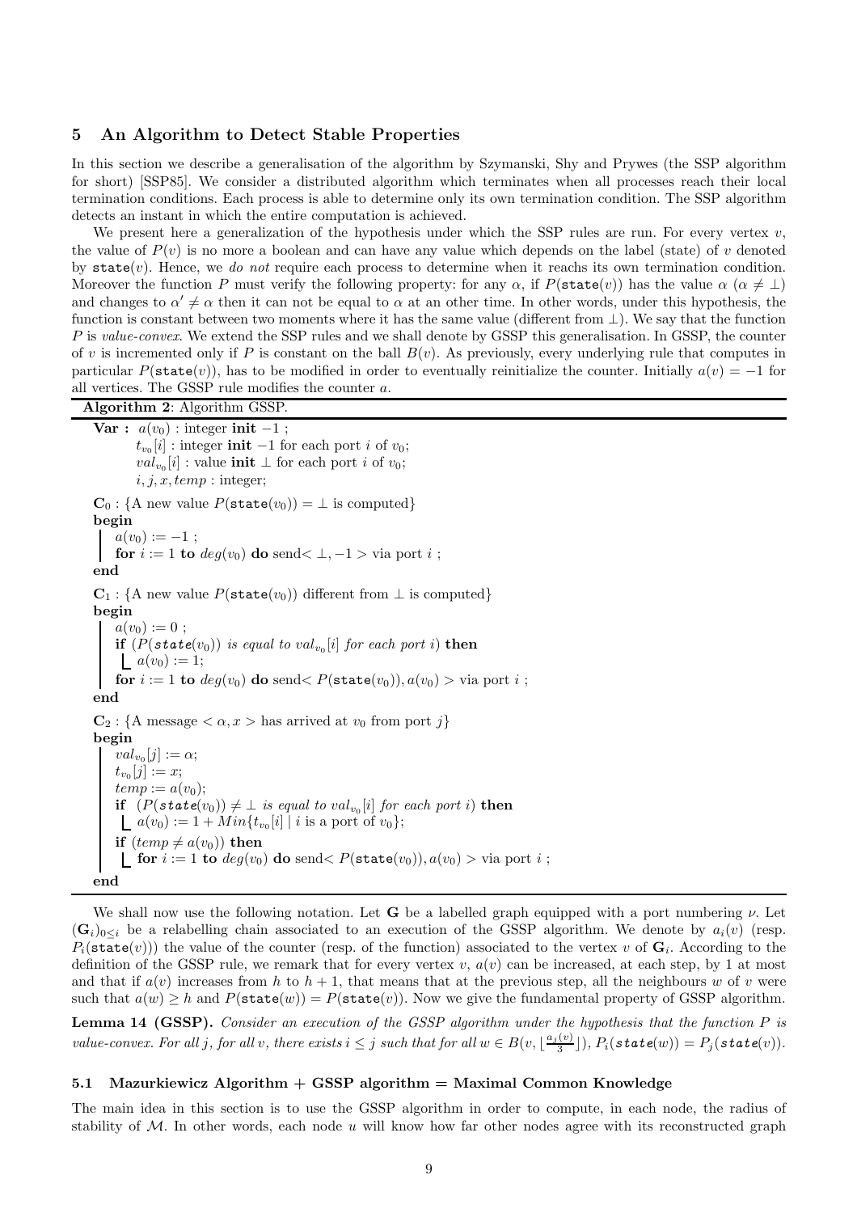## 5 An Algorithm to Detect Stable Properties

In this section we describe a generalisation of the algorithm by Szymanski, Shy and Prywes (the SSP algorithm for short) [SSP85]. We consider a distributed algorithm which terminates when all processes reach their local termination conditions. Each process is able to determine only its own termination condition. The SSP algorithm detects an instant in which the entire computation is achieved.

We present here a generalization of the hypothesis under which the SSP rules are run. For every vertex $v$, the value of $P(v)$ is no more a boolean and can have any value which depends on the label (state) of $v$ denoted by $\mathtt{state}(v)$. Hence, we *do not* require each process to determine when it reachs its own termination condition. Moreover the function $P$ must verify the following property: for any $\alpha$, if $P(\mathtt{state}(v))$ has the value $\alpha$ ($\alpha \neq \bot$) and changes to $\alpha' \neq \alpha$ then it can not be equal to $\alpha$ at an other time. In other words, under this hypothesis, the function is constant between two moments where it has the same value (different from $\bot$). We say that the function $P$ is *value-convex*. We extend the SSP rules and we shall denote by GSSP this generalisation. In GSSP, the counter of $v$ is incremented only if $P$ is constant on the ball $B(v)$. As previously, every underlying rule that computes in particular $P(\mathtt{state}(v))$, has to be modified in order to eventually reinitialize the counter. Initially $a(v) = -1$ for all vertices. The GSSP rule modifies the counter $a$.

**Algorithm 2**: Algorithm GSSP.

```
Var : a(v0) : integer init −1 ;
      t_v0[i] : integer init −1 for each port i of v0;
      val_v0[i] : value init ⊥ for each port i of v0;
      i, j, x, temp : integer;

C0 : {A new value P(state(v0)) = ⊥ is computed}
begin
    a(v0) := −1 ;
    for i := 1 to deg(v0) do send< ⊥, −1 > via port i ;
end

C1 : {A new value P(state(v0)) different from ⊥ is computed}
begin
    a(v0) := 0 ;
    if (P(state(v0)) is equal to val_v0[i] for each port i) then
        a(v0) := 1;
    for i := 1 to deg(v0) do send< P(state(v0)), a(v0) > via port i ;
end

C2 : {A message < α, x > has arrived at v0 from port j}
begin
    val_v0[j] := α;
    t_v0[j] := x;
    temp := a(v0);
    if (P(state(v0)) ≠ ⊥ is equal to val_v0[i] for each port i) then
        a(v0) := 1 + Min{t_v0[i] | i is a port of v0};
    if (temp ≠ a(v0)) then
        for i := 1 to deg(v0) do send< P(state(v0)), a(v0) > via port i ;
end
```

We shall now use the following notation. Let $\mathbf{G}$ be a labelled graph equipped with a port numbering $\nu$. Let $(\mathbf{G}_i)_{0 \leq i}$ be a relabelling chain associated to an execution of the GSSP algorithm. We denote by $a_i(v)$ (resp. $P_i(\mathtt{state}(v))$) the value of the counter (resp. of the function) associated to the vertex $v$ of $\mathbf{G}_i$. According to the definition of the GSSP rule, we remark that for every vertex $v$, $a(v)$ can be increased, at each step, by 1 at most and that if $a(v)$ increases from $h$ to $h+1$, that means that at the previous step, all the neighbours $w$ of $v$ were such that $a(w) \geq h$ and $P(\mathtt{state}(w)) = P(\mathtt{state}(v))$. Now we give the fundamental property of GSSP algorithm.

**Lemma 14 (GSSP).** *Consider an execution of the GSSP algorithm under the hypothesis that the function $P$ is value-convex. For all $j$, for all $v$, there exists $i \leq j$ such that for all $w \in B(v, \lfloor \frac{a_j(v)}{3} \rfloor)$, $P_i(\mathtt{state}(w)) = P_j(\mathtt{state}(v))$.*

### 5.1 Mazurkiewicz Algorithm + GSSP algorithm = Maximal Common Knowledge

The main idea in this section is to use the GSSP algorithm in order to compute, in each node, the radius of stability of $\mathcal{M}$. In other words, each node $u$ will know how far other nodes agree with its reconstructed graph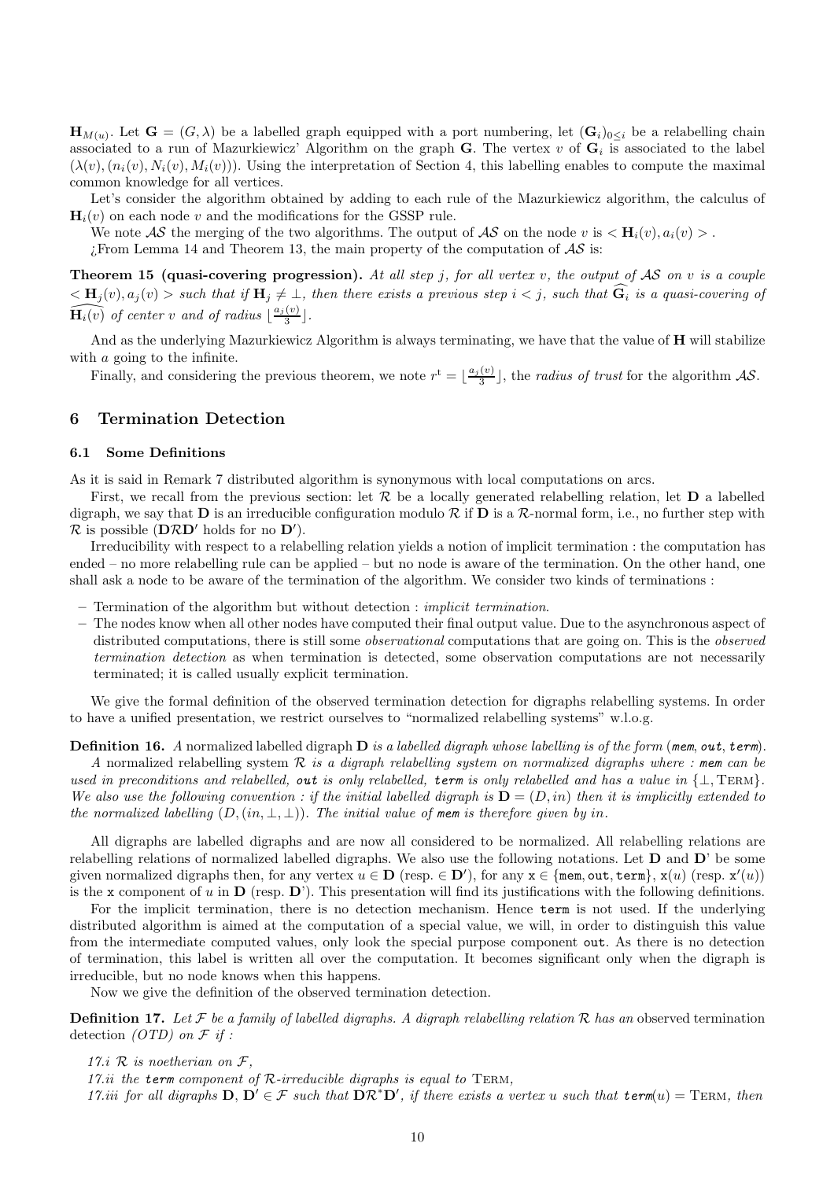$\mathbf{H}_{M(u)}$. Let $\mathbf{G} = (G, \lambda)$ be a labelled graph equipped with a port numbering, let $(\mathbf{G}_i)_{0\leq i}$ be a relabelling chain associated to a run of Mazurkiewicz' Algorithm on the graph $\mathbf{G}$. The vertex $v$ of $\mathbf{G}_i$ is associated to the label $(\lambda(v), (n_i(v), N_i(v), M_i(v)))$. Using the interpretation of Section 4, this labelling enables to compute the maximal common knowledge for all vertices.

Let's consider the algorithm obtained by adding to each rule of the Mazurkiewicz algorithm, the calculus of $\mathbf{H}_i(v)$ on each node $v$ and the modifications for the GSSP rule.

We note $\mathcal{AS}$ the merging of the two algorithms. The output of $\mathcal{AS}$ on the node $v$ is $< \mathbf{H}_i(v), a_i(v) >$ .

¿From Lemma 14 and Theorem 13, the main property of the computation of $\mathcal{AS}$ is:

**Theorem 15 (quasi-covering progression).** *At all step $j$, for all vertex $v$, the output of $\mathcal{AS}$ on $v$ is a couple $< \mathbf{H}_j(v), a_j(v) >$ such that if $\mathbf{H}_j \neq \bot$, then there exists a previous step $i < j$, such that $\widehat{\mathbf{G}}_i$ is a quasi-covering of $\widehat{\mathbf{H}_i(v)}$ of center $v$ and of radius $\lfloor \frac{a_j(v)}{3} \rfloor$.*

And as the underlying Mazurkiewicz Algorithm is always terminating, we have that the value of $\mathbf{H}$ will stabilize with $a$ going to the infinite.

Finally, and considering the previous theorem, we note $r^t = \lfloor \frac{a_j(v)}{3} \rfloor$, the *radius of trust* for the algorithm $\mathcal{AS}$.

## 6 Termination Detection

### 6.1 Some Definitions

As it is said in Remark 7 distributed algorithm is synonymous with local computations on arcs.

First, we recall from the previous section: let $\mathcal{R}$ be a locally generated relabelling relation, let $\mathbf{D}$ a labelled digraph, we say that $\mathbf{D}$ is an irreducible configuration modulo $\mathcal{R}$ if $\mathbf{D}$ is a $\mathcal{R}$-normal form, i.e., no further step with $\mathcal{R}$ is possible ($\mathbf{D}\mathcal{R}\mathbf{D}'$ holds for no $\mathbf{D}'$).

Irreducibility with respect to a relabelling relation yields a notion of implicit termination : the computation has ended – no more relabelling rule can be applied – but no node is aware of the termination. On the other hand, one shall ask a node to be aware of the termination of the algorithm. We consider two kinds of terminations :

- Termination of the algorithm but without detection : *implicit termination*.
- The nodes know when all other nodes have computed their final output value. Due to the asynchronous aspect of distributed computations, there is still some *observational* computations that are going on. This is the *observed termination detection* as when termination is detected, some observation computations are not necessarily terminated; it is called usually explicit termination.

We give the formal definition of the observed termination detection for digraphs relabelling systems. In order to have a unified presentation, we restrict ourselves to "normalized relabelling systems" w.l.o.g.

**Definition 16.** *A* normalized labelled digraph $\mathbf{D}$ *is a labelled digraph whose labelling is of the form* (*mem*, *out*, *term*).

*A* normalized relabelling system $\mathcal{R}$ *is a digraph relabelling system on normalized digraphs where : mem can be used in preconditions and relabelled, out is only relabelled, term is only relabelled and has a value in $\{\bot, \text{TERM}\}$. We also use the following convention : if the initial labelled digraph is $\mathbf{D} = (D, in)$ then it is implicitly extended to the normalized labelling $(D, (in, \bot, \bot))$. The initial value of mem is therefore given by in.*

All digraphs are labelled digraphs and are now all considered to be normalized. All relabelling relations are relabelling relations of normalized labelled digraphs. We also use the following notations. Let $\mathbf{D}$ and $\mathbf{D}$' be some given normalized digraphs then, for any vertex $u \in \mathbf{D}$ (resp. $\in \mathbf{D}'$), for any $\mathtt{x} \in \{\mathtt{mem}, \mathtt{out}, \mathtt{term}\}$, $\mathtt{x}(u)$ (resp. $\mathtt{x}'(u)$) is the $\mathtt{x}$ component of $u$ in $\mathbf{D}$ (resp. $\mathbf{D}'$). This presentation will find its justifications with the following definitions.

For the implicit termination, there is no detection mechanism. Hence term is not used. If the underlying distributed algorithm is aimed at the computation of a special value, we will, in order to distinguish this value from the intermediate computed values, only look the special purpose component out. As there is no detection of termination, this label is written all over the computation. It becomes significant only when the digraph is irreducible, but no node knows when this happens.

Now we give the definition of the observed termination detection.

**Definition 17.** *Let $\mathcal{F}$ be a family of labelled digraphs. A digraph relabelling relation $\mathcal{R}$ has an* observed termination detection *(OTD) on $\mathcal{F}$ if :*

*17.i $\mathcal{R}$ is noetherian on $\mathcal{F}$,*

*17.ii the term component of $\mathcal{R}$-irreducible digraphs is equal to* TERM*,*

*17.iii for all digraphs $\mathbf{D}, \mathbf{D}' \in \mathcal{F}$ such that $\mathbf{D}\mathcal{R}^*\mathbf{D}'$, if there exists a vertex $u$ such that term$(u) = \text{TERM}$, then*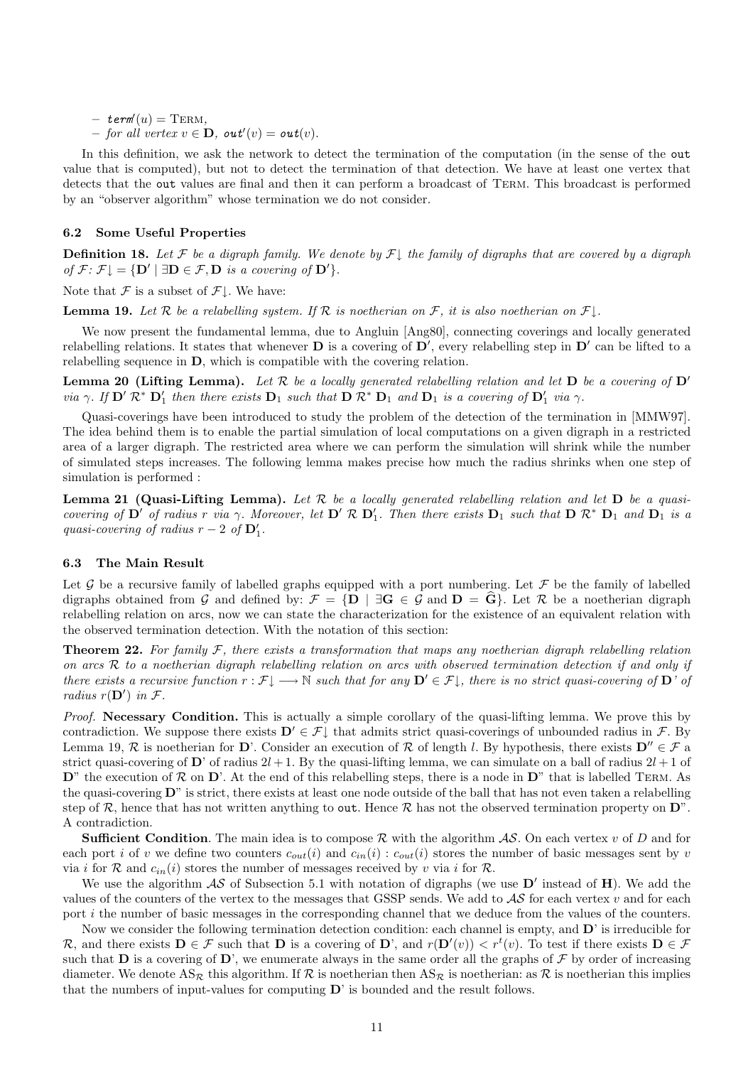– $\mathit{term}'(u) = \text{TERM}$,
– for all vertex $v \in \mathbf{D}$, $\mathit{out}'(v) = \mathit{out}(v)$.

In this definition, we ask the network to detect the termination of the computation (in the sense of the out value that is computed), but not to detect the termination of that detection. We have at least one vertex that detects that the out values are final and then it can perform a broadcast of TERM. This broadcast is performed by an "observer algorithm" whose termination we do not consider.

### 6.2 Some Useful Properties

**Definition 18.** *Let $\mathcal{F}$ be a digraph family. We denote by $\mathcal{F}\downarrow$ the family of digraphs that are covered by a digraph of $\mathcal{F}$: $\mathcal{F}\downarrow = \{\mathbf{D}' \mid \exists \mathbf{D} \in \mathcal{F}, \mathbf{D}$ is a covering of $\mathbf{D}'\}$.*

Note that $\mathcal{F}$ is a subset of $\mathcal{F}\downarrow$. We have:

**Lemma 19.** *Let $\mathcal{R}$ be a relabelling system. If $\mathcal{R}$ is noetherian on $\mathcal{F}$, it is also noetherian on $\mathcal{F}\downarrow$.*

We now present the fundamental lemma, due to Angluin [Ang80], connecting coverings and locally generated relabelling relations. It states that whenever $\mathbf{D}$ is a covering of $\mathbf{D}'$, every relabelling step in $\mathbf{D}'$ can be lifted to a relabelling sequence in $\mathbf{D}$, which is compatible with the covering relation.

**Lemma 20 (Lifting Lemma).** *Let $\mathcal{R}$ be a locally generated relabelling relation and let $\mathbf{D}$ be a covering of $\mathbf{D}'$ via $\gamma$. If $\mathbf{D}' \,\mathcal{R}^*\, \mathbf{D}'_1$ then there exists $\mathbf{D}_1$ such that $\mathbf{D} \,\mathcal{R}^*\, \mathbf{D}_1$ and $\mathbf{D}_1$ is a covering of $\mathbf{D}'_1$ via $\gamma$.*

Quasi-coverings have been introduced to study the problem of the detection of the termination in [MMW97]. The idea behind them is to enable the partial simulation of local computations on a given digraph in a restricted area of a larger digraph. The restricted area where we can perform the simulation will shrink while the number of simulated steps increases. The following lemma makes precise how much the radius shrinks when one step of simulation is performed :

**Lemma 21 (Quasi-Lifting Lemma).** *Let $\mathcal{R}$ be a locally generated relabelling relation and let $\mathbf{D}$ be a quasi-covering of $\mathbf{D}'$ of radius $r$ via $\gamma$. Moreover, let $\mathbf{D}' \,\mathcal{R}\, \mathbf{D}'_1$. Then there exists $\mathbf{D}_1$ such that $\mathbf{D} \,\mathcal{R}^*\, \mathbf{D}_1$ and $\mathbf{D}_1$ is a quasi-covering of radius $r-2$ of $\mathbf{D}'_1$.*

### 6.3 The Main Result

Let $\mathcal{G}$ be a recursive family of labelled graphs equipped with a port numbering. Let $\mathcal{F}$ be the family of labelled digraphs obtained from $\mathcal{G}$ and defined by: $\mathcal{F} = \{\mathbf{D} \mid \exists \mathbf{G} \in \mathcal{G}$ and $\mathbf{D} = \widehat{\mathbf{G}}\}$. Let $\mathcal{R}$ be a noetherian digraph relabelling relation on arcs, now we can state the characterization for the existence of an equivalent relation with the observed termination detection. With the notation of this section:

**Theorem 22.** *For family $\mathcal{F}$, there exists a transformation that maps any noetherian digraph relabelling relation on arcs $\mathcal{R}$ to a noetherian digraph relabelling relation on arcs with observed termination detection if and only if there exists a recursive function $r : \mathcal{F}\downarrow \longrightarrow \mathbb{N}$ such that for any $\mathbf{D}' \in \mathcal{F}\downarrow$, there is no strict quasi-covering of $\mathbf{D}'$ of radius $r(\mathbf{D}')$ in $\mathcal{F}$.*

*Proof.* **Necessary Condition.** This is actually a simple corollary of the quasi-lifting lemma. We prove this by contradiction. We suppose there exists $\mathbf{D}' \in \mathcal{F}\downarrow$ that admits strict quasi-coverings of unbounded radius in $\mathcal{F}$. By Lemma 19, $\mathcal{R}$ is noetherian for $\mathbf{D}$'. Consider an execution of $\mathcal{R}$ of length $l$. By hypothesis, there exists $\mathbf{D}'' \in \mathcal{F}$ a strict quasi-covering of $\mathbf{D}$' of radius $2l+1$. By the quasi-lifting lemma, we can simulate on a ball of radius $2l+1$ of $\mathbf{D}$" the execution of $\mathcal{R}$ on $\mathbf{D}$'. At the end of this relabelling steps, there is a node in $\mathbf{D}$" that is labelled TERM. As the quasi-covering $\mathbf{D}$" is strict, there exists at least one node outside of the ball that has not even taken a relabelling step of $\mathcal{R}$, hence that has not written anything to out. Hence $\mathcal{R}$ has not the observed termination property on $\mathbf{D}$". A contradiction.

**Sufficient Condition**. The main idea is to compose $\mathcal{R}$ with the algorithm $\mathcal{AS}$. On each vertex $v$ of $D$ and for each port $i$ of $v$ we define two counters $c_{out}(i)$ and $c_{in}(i)$ : $c_{out}(i)$ stores the number of basic messages sent by $v$ via $i$ for $\mathcal{R}$ and $c_{in}(i)$ stores the number of messages received by $v$ via $i$ for $\mathcal{R}$.

We use the algorithm $\mathcal{AS}$ of Subsection 5.1 with notation of digraphs (we use $\mathbf{D}'$ instead of $\mathbf{H}$). We add the values of the counters of the vertex to the messages that GSSP sends. We add to $\mathcal{AS}$ for each vertex $v$ and for each port $i$ the number of basic messages in the corresponding channel that we deduce from the values of the counters.

Now we consider the following termination detection condition: each channel is empty, and $\mathbf{D}$' is irreducible for $\mathcal{R}$, and there exists $\mathbf{D} \in \mathcal{F}$ such that $\mathbf{D}$ is a covering of $\mathbf{D}$', and $r(\mathbf{D}'(v)) < r^t(v)$. To test if there exists $\mathbf{D} \in \mathcal{F}$ such that $\mathbf{D}$ is a covering of $\mathbf{D}$', we enumerate always in the same order all the graphs of $\mathcal{F}$ by order of increasing diameter. We denote $\mathrm{AS}_\mathcal{R}$ this algorithm. If $\mathcal{R}$ is noetherian then $\mathrm{AS}_\mathcal{R}$ is noetherian: as $\mathcal{R}$ is noetherian this implies that the numbers of input-values for computing $\mathbf{D}$' is bounded and the result follows.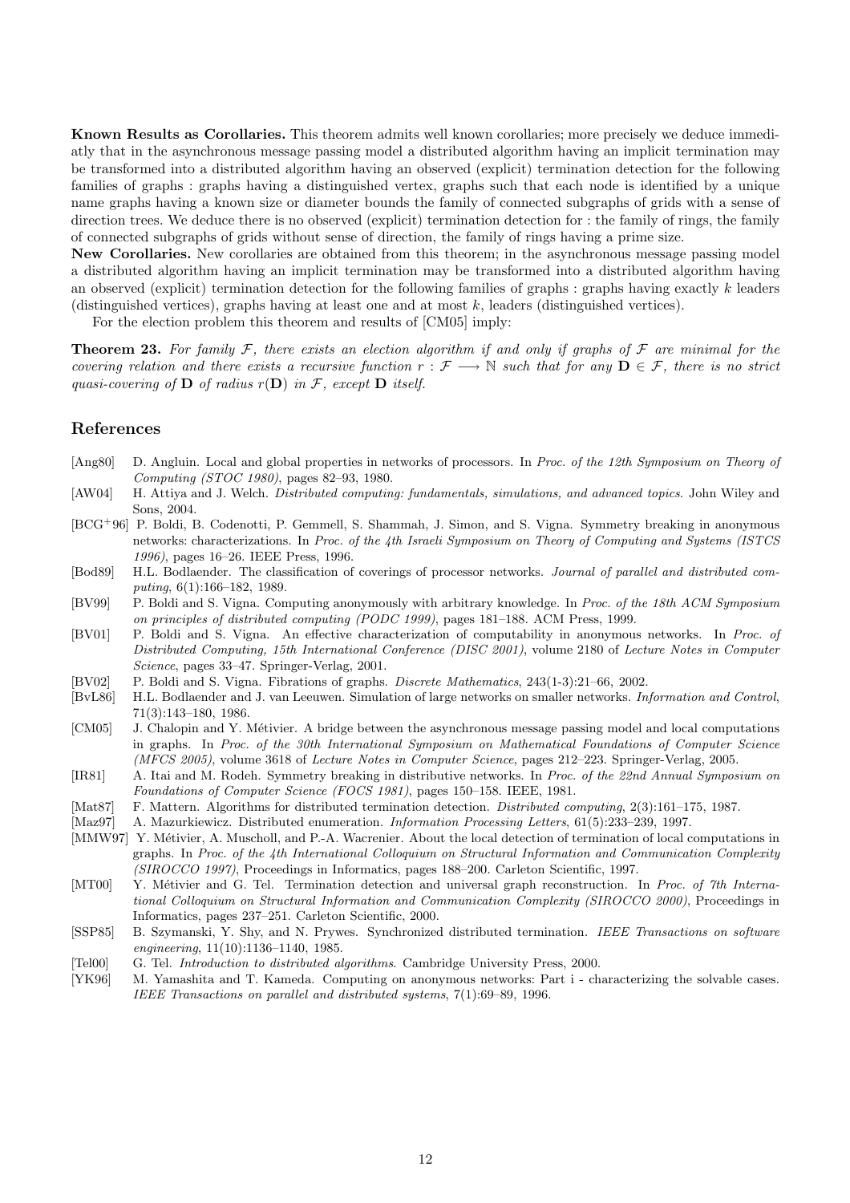**Known Results as Corollaries.** This theorem admits well known corollaries; more precisely we deduce immediatly that in the asynchronous message passing model a distributed algorithm having an implicit termination may be transformed into a distributed algorithm having an observed (explicit) termination detection for the following families of graphs : graphs having a distinguished vertex, graphs such that each node is identified by a unique name graphs having a known size or diameter bounds the family of connected subgraphs of grids with a sense of direction trees. We deduce there is no observed (explicit) termination detection for : the family of rings, the family of connected subgraphs of grids without sense of direction, the family of rings having a prime size.

**New Corollaries.** New corollaries are obtained from this theorem; in the asynchronous message passing model a distributed algorithm having an implicit termination may be transformed into a distributed algorithm having an observed (explicit) termination detection for the following families of graphs : graphs having exactly $k$ leaders (distinguished vertices), graphs having at least one and at most $k$, leaders (distinguished vertices).

For the election problem this theorem and results of [CM05] imply:

**Theorem 23.** *For family $\mathcal{F}$, there exists an election algorithm if and only if graphs of $\mathcal{F}$ are minimal for the covering relation and there exists a recursive function $r : \mathcal{F} \longrightarrow \mathbb{N}$ such that for any $\mathbf{D} \in \mathcal{F}$, there is no strict quasi-covering of $\mathbf{D}$ of radius $r(\mathbf{D})$ in $\mathcal{F}$, except $\mathbf{D}$ itself.*

## References

[Ang80] D. Angluin. Local and global properties in networks of processors. In *Proc. of the 12th Symposium on Theory of Computing (STOC 1980)*, pages 82–93, 1980.

[AW04] H. Attiya and J. Welch. *Distributed computing: fundamentals, simulations, and advanced topics*. John Wiley and Sons, 2004.

[BCG+96] P. Boldi, B. Codenotti, P. Gemmell, S. Shammah, J. Simon, and S. Vigna. Symmetry breaking in anonymous networks: characterizations. In *Proc. of the 4th Israeli Symposium on Theory of Computing and Systems (ISTCS 1996)*, pages 16–26. IEEE Press, 1996.

[Bod89] H.L. Bodlaender. The classification of coverings of processor networks. *Journal of parallel and distributed computing*, 6(1):166–182, 1989.

[BV99] P. Boldi and S. Vigna. Computing anonymously with arbitrary knowledge. In *Proc. of the 18th ACM Symposium on principles of distributed computing (PODC 1999)*, pages 181–188. ACM Press, 1999.

[BV01] P. Boldi and S. Vigna. An effective characterization of computability in anonymous networks. In *Proc. of Distributed Computing, 15th International Conference (DISC 2001)*, volume 2180 of *Lecture Notes in Computer Science*, pages 33–47. Springer-Verlag, 2001.

[BV02] P. Boldi and S. Vigna. Fibrations of graphs. *Discrete Mathematics*, 243(1-3):21–66, 2002.

[BvL86] H.L. Bodlaender and J. van Leeuwen. Simulation of large networks on smaller networks. *Information and Control*, 71(3):143–180, 1986.

[CM05] J. Chalopin and Y. Métivier. A bridge between the asynchronous message passing model and local computations in graphs. In *Proc. of the 30th International Symposium on Mathematical Foundations of Computer Science (MFCS 2005)*, volume 3618 of *Lecture Notes in Computer Science*, pages 212–223. Springer-Verlag, 2005.

[IR81] A. Itai and M. Rodeh. Symmetry breaking in distributive networks. In *Proc. of the 22nd Annual Symposium on Foundations of Computer Science (FOCS 1981)*, pages 150–158. IEEE, 1981.

[Mat87] F. Mattern. Algorithms for distributed termination detection. *Distributed computing*, 2(3):161–175, 1987.

[Maz97] A. Mazurkiewicz. Distributed enumeration. *Information Processing Letters*, 61(5):233–239, 1997.

[MMW97] Y. Métivier, A. Muscholl, and P.-A. Wacrenier. About the local detection of termination of local computations in graphs. In *Proc. of the 4th International Colloquium on Structural Information and Communication Complexity (SIROCCO 1997)*, Proceedings in Informatics, pages 188–200. Carleton Scientific, 1997.

[MT00] Y. Métivier and G. Tel. Termination detection and universal graph reconstruction. In *Proc. of 7th International Colloquium on Structural Information and Communication Complexity (SIROCCO 2000)*, Proceedings in Informatics, pages 237–251. Carleton Scientific, 2000.

[SSP85] B. Szymanski, Y. Shy, and N. Prywes. Synchronized distributed termination. *IEEE Transactions on software engineering*, 11(10):1136–1140, 1985.

[Tel00] G. Tel. *Introduction to distributed algorithms*. Cambridge University Press, 2000.

[YK96] M. Yamashita and T. Kameda. Computing on anonymous networks: Part i - characterizing the solvable cases. *IEEE Transactions on parallel and distributed systems*, 7(1):69–89, 1996.